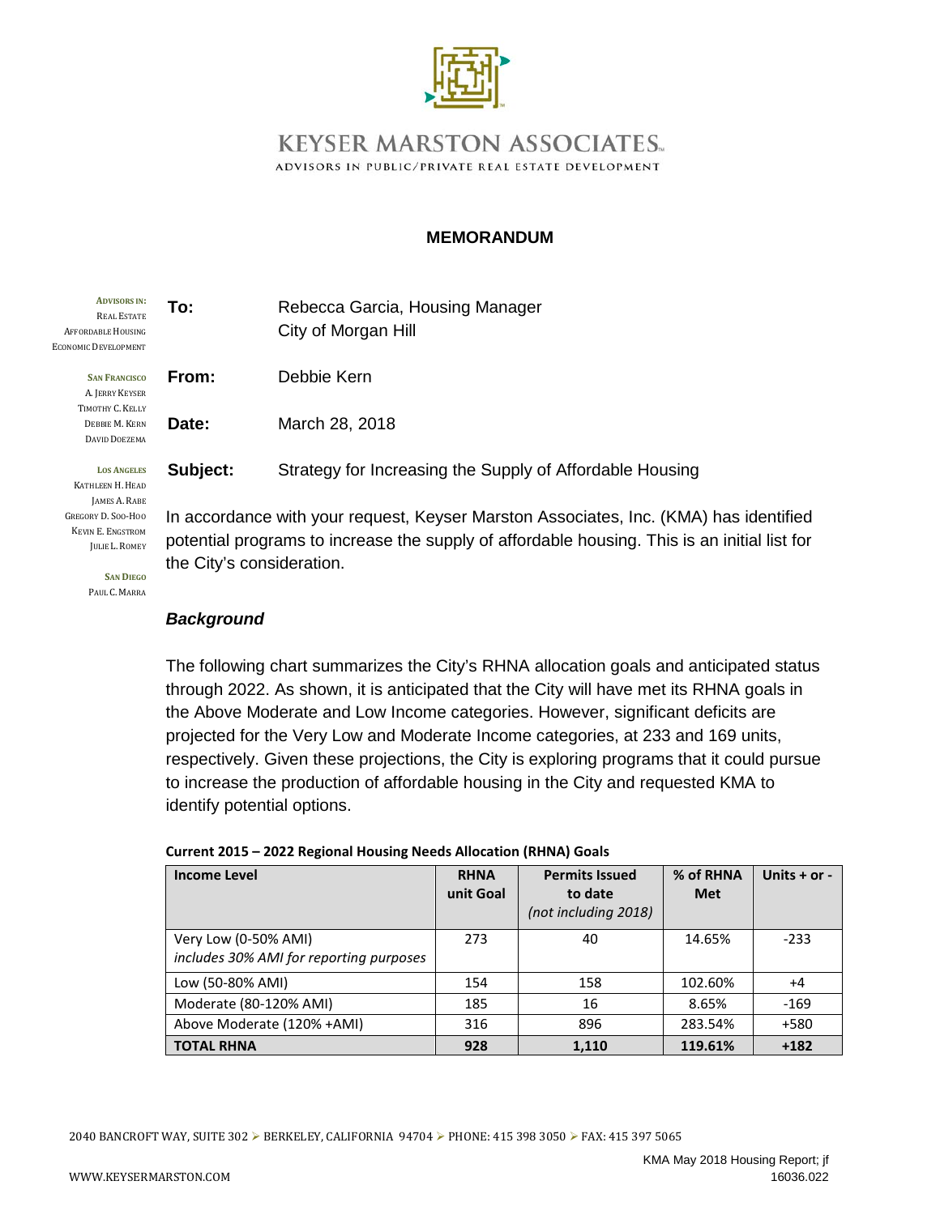# KEYSER MARSTON ASSOCIATES.

ADVISORS IN PUBLIC/PRIVATE REAL ESTATE DEVELOPMENT

## MEMORANDUM

ADVISORS IN:
REAL ESTATE
AFFORDABLE HOUSING
ECONOMIC DEVELOPMENT

SAN FRANCISCO
A. JERRY KEYSER
TIMOTHY C. KELLY
DEBBIE M. KERN
DAVID DOEZEMA

LOS ANGELES
KATHLEEN H. HEAD
JAMES A. RABE
GREGORY D. SOO-HOO
KEVIN E. ENGSTROM
JULIE L. ROMEY

SAN DIEGO
PAUL C. MARRA

**To:** Rebecca Garcia, Housing Manager
City of Morgan Hill

**From:** Debbie Kern

**Date:** March 28, 2018

**Subject:** Strategy for Increasing the Supply of Affordable Housing

In accordance with your request, Keyser Marston Associates, Inc. (KMA) has identified potential programs to increase the supply of affordable housing. This is an initial list for the City's consideration.

### *Background*

The following chart summarizes the City's RHNA allocation goals and anticipated status through 2022. As shown, it is anticipated that the City will have met its RHNA goals in the Above Moderate and Low Income categories. However, significant deficits are projected for the Very Low and Moderate Income categories, at 233 and 169 units, respectively. Given these projections, the City is exploring programs that it could pursue to increase the production of affordable housing in the City and requested KMA to identify potential options.

**Current 2015 – 2022 Regional Housing Needs Allocation (RHNA) Goals**

| Income Level | RHNA unit Goal | Permits Issued to date *(not including 2018)* | % of RHNA Met | Units + or - |
|---|---|---|---|---|
| Very Low (0-50% AMI) *includes 30% AMI for reporting purposes* | 273 | 40 | 14.65% | -233 |
| Low (50-80% AMI) | 154 | 158 | 102.60% | +4 |
| Moderate (80-120% AMI) | 185 | 16 | 8.65% | -169 |
| Above Moderate (120% +AMI) | 316 | 896 | 283.54% | +580 |
| **TOTAL RHNA** | **928** | **1,110** | **119.61%** | **+182** |

2040 BANCROFT WAY, SUITE 302 ➢ BERKELEY, CALIFORNIA 94704 ➢ PHONE: 415 398 3050 ➢ FAX: 415 397 5065

WWW.KEYSERMARSTON.COM

KMA May 2018 Housing Report; jf
16036.022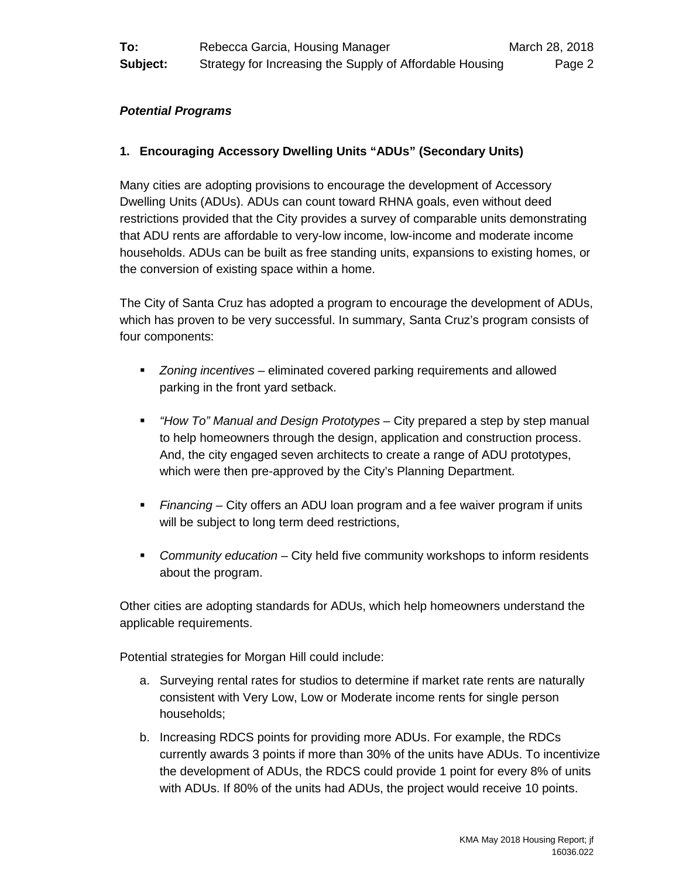***Potential Programs***

**1. Encouraging Accessory Dwelling Units "ADUs" (Secondary Units)**

Many cities are adopting provisions to encourage the development of Accessory Dwelling Units (ADUs). ADUs can count toward RHNA goals, even without deed restrictions provided that the City provides a survey of comparable units demonstrating that ADU rents are affordable to very-low income, low-income and moderate income households. ADUs can be built as free standing units, expansions to existing homes, or the conversion of existing space within a home.

The City of Santa Cruz has adopted a program to encourage the development of ADUs, which has proven to be very successful. In summary, Santa Cruz's program consists of four components:

- *Zoning incentives* – eliminated covered parking requirements and allowed parking in the front yard setback.
- *"How To" Manual and Design Prototypes* – City prepared a step by step manual to help homeowners through the design, application and construction process. And, the city engaged seven architects to create a range of ADU prototypes, which were then pre-approved by the City's Planning Department.
- *Financing* – City offers an ADU loan program and a fee waiver program if units will be subject to long term deed restrictions,
- *Community education* – City held five community workshops to inform residents about the program.

Other cities are adopting standards for ADUs, which help homeowners understand the applicable requirements.

Potential strategies for Morgan Hill could include:

a. Surveying rental rates for studios to determine if market rate rents are naturally consistent with Very Low, Low or Moderate income rents for single person households;
b. Increasing RDCS points for providing more ADUs. For example, the RDCs currently awards 3 points if more than 30% of the units have ADUs. To incentivize the development of ADUs, the RDCS could provide 1 point for every 8% of units with ADUs. If 80% of the units had ADUs, the project would receive 10 points.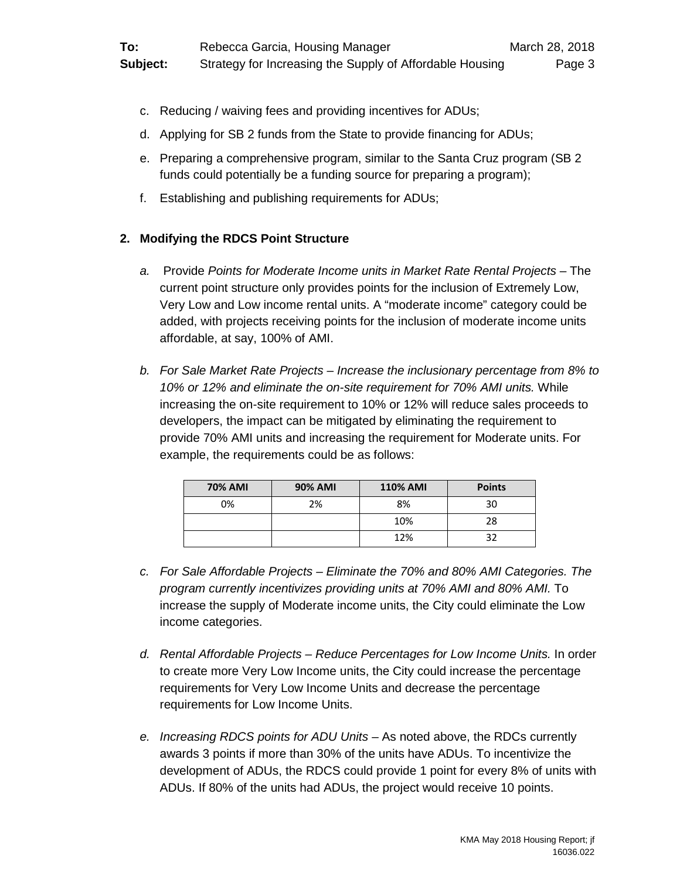c. Reducing / waiving fees and providing incentives for ADUs;

d. Applying for SB 2 funds from the State to provide financing for ADUs;

e. Preparing a comprehensive program, similar to the Santa Cruz program (SB 2 funds could potentially be a funding source for preparing a program);

f. Establishing and publishing requirements for ADUs;

## 2. Modifying the RDCS Point Structure

*a.* Provide *Points for Moderate Income units in Market Rate Rental Projects* – The current point structure only provides points for the inclusion of Extremely Low, Very Low and Low income rental units. A "moderate income" category could be added, with projects receiving points for the inclusion of moderate income units affordable, at say, 100% of AMI.

*b. For Sale Market Rate Projects – Increase the inclusionary percentage from 8% to 10% or 12% and eliminate the on-site requirement for 70% AMI units.* While increasing the on-site requirement to 10% or 12% will reduce sales proceeds to developers, the impact can be mitigated by eliminating the requirement to provide 70% AMI units and increasing the requirement for Moderate units. For example, the requirements could be as follows:

| 70% AMI | 90% AMI | 110% AMI | Points |
|---|---|---|---|
| 0% | 2% | 8% | 30 |
| | | 10% | 28 |
| | | 12% | 32 |

*c. For Sale Affordable Projects – Eliminate the 70% and 80% AMI Categories. The program currently incentivizes providing units at 70% AMI and 80% AMI.* To increase the supply of Moderate income units, the City could eliminate the Low income categories.

*d. Rental Affordable Projects – Reduce Percentages for Low Income Units.* In order to create more Very Low Income units, the City could increase the percentage requirements for Very Low Income Units and decrease the percentage requirements for Low Income Units.

*e. Increasing RDCS points for ADU Units* – As noted above, the RDCs currently awards 3 points if more than 30% of the units have ADUs. To incentivize the development of ADUs, the RDCS could provide 1 point for every 8% of units with ADUs. If 80% of the units had ADUs, the project would receive 10 points.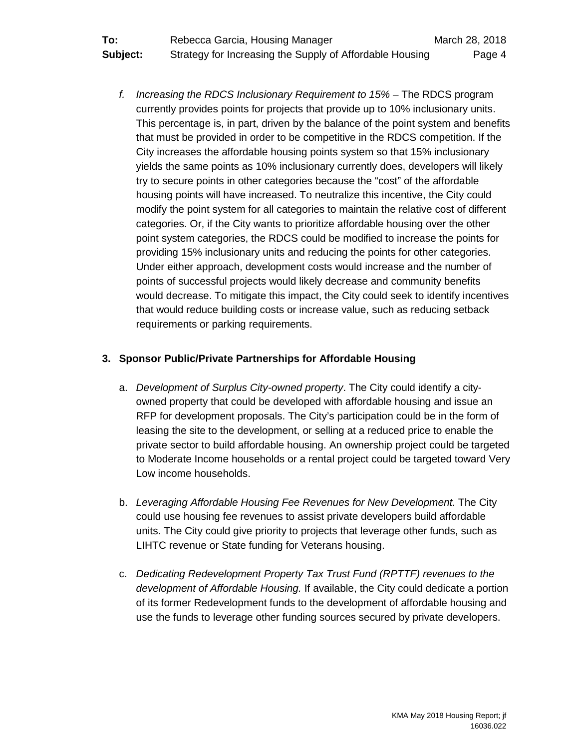f. *Increasing the RDCS Inclusionary Requirement to 15%* – The RDCS program currently provides points for projects that provide up to 10% inclusionary units. This percentage is, in part, driven by the balance of the point system and benefits that must be provided in order to be competitive in the RDCS competition. If the City increases the affordable housing points system so that 15% inclusionary yields the same points as 10% inclusionary currently does, developers will likely try to secure points in other categories because the "cost" of the affordable housing points will have increased. To neutralize this incentive, the City could modify the point system for all categories to maintain the relative cost of different categories. Or, if the City wants to prioritize affordable housing over the other point system categories, the RDCS could be modified to increase the points for providing 15% inclusionary units and reducing the points for other categories. Under either approach, development costs would increase and the number of points of successful projects would likely decrease and community benefits would decrease. To mitigate this impact, the City could seek to identify incentives that would reduce building costs or increase value, such as reducing setback requirements or parking requirements.

**3. Sponsor Public/Private Partnerships for Affordable Housing**

a. *Development of Surplus City-owned property*. The City could identify a city-owned property that could be developed with affordable housing and issue an RFP for development proposals. The City's participation could be in the form of leasing the site to the development, or selling at a reduced price to enable the private sector to build affordable housing. An ownership project could be targeted to Moderate Income households or a rental project could be targeted toward Very Low income households.

b. *Leveraging Affordable Housing Fee Revenues for New Development.* The City could use housing fee revenues to assist private developers build affordable units. The City could give priority to projects that leverage other funds, such as LIHTC revenue or State funding for Veterans housing.

c. *Dedicating Redevelopment Property Tax Trust Fund (RPTTF) revenues to the development of Affordable Housing.* If available, the City could dedicate a portion of its former Redevelopment funds to the development of affordable housing and use the funds to leverage other funding sources secured by private developers.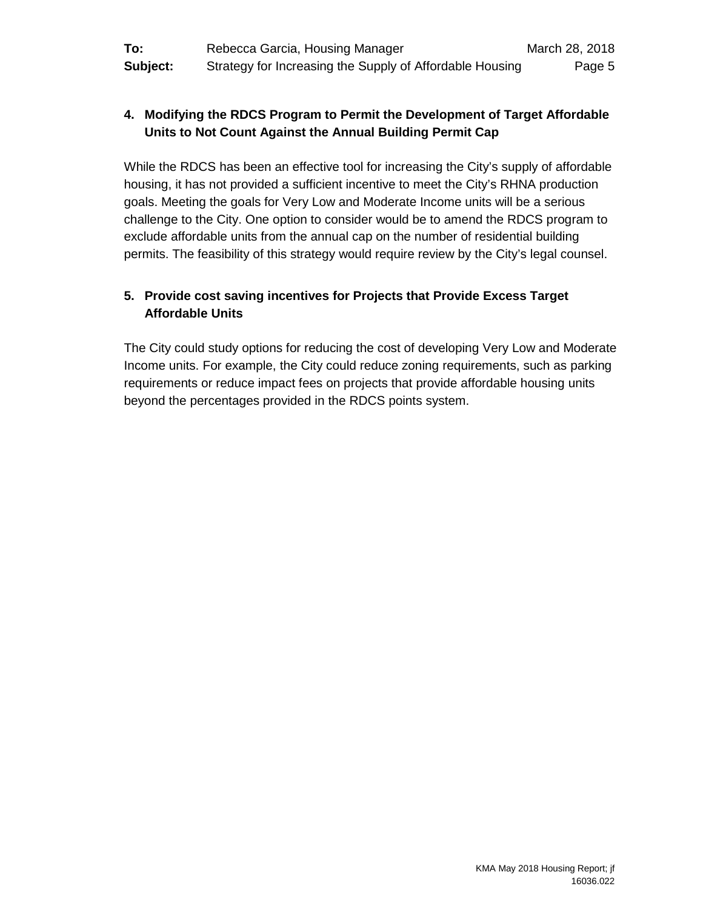## 4. Modifying the RDCS Program to Permit the Development of Target Affordable Units to Not Count Against the Annual Building Permit Cap

While the RDCS has been an effective tool for increasing the City's supply of affordable housing, it has not provided a sufficient incentive to meet the City's RHNA production goals. Meeting the goals for Very Low and Moderate Income units will be a serious challenge to the City. One option to consider would be to amend the RDCS program to exclude affordable units from the annual cap on the number of residential building permits. The feasibility of this strategy would require review by the City's legal counsel.

## 5. Provide cost saving incentives for Projects that Provide Excess Target Affordable Units

The City could study options for reducing the cost of developing Very Low and Moderate Income units. For example, the City could reduce zoning requirements, such as parking requirements or reduce impact fees on projects that provide affordable housing units beyond the percentages provided in the RDCS points system.